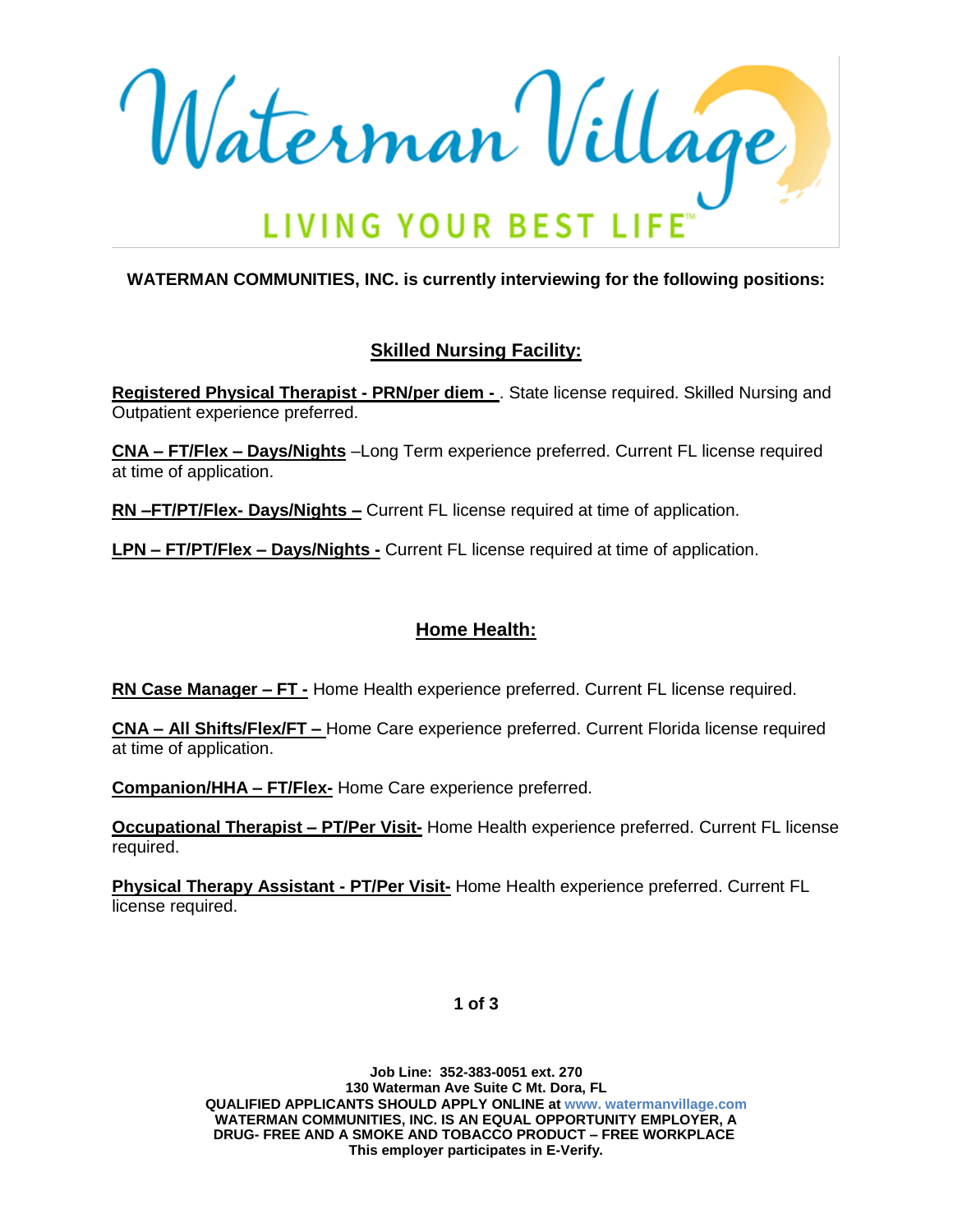# Waterman Village

LIVING YOUR BEST LIFE™

**WATERMAN COMMUNITIES, INC. is currently interviewing for the following positions:**

## Skilled Nursing Facility:

**Registered Physical Therapist - PRN/per diem -** . State license required. Skilled Nursing and Outpatient experience preferred.

**CNA – FT/Flex – Days/Nights** –Long Term experience preferred. Current FL license required at time of application.

**RN –FT/PT/Flex- Days/Nights –** Current FL license required at time of application.

**LPN – FT/PT/Flex – Days/Nights -** Current FL license required at time of application.

## Home Health:

**RN Case Manager – FT -** Home Health experience preferred. Current FL license required.

**CNA – All Shifts/Flex/FT –** Home Care experience preferred. Current Florida license required at time of application.

**Companion/HHA – FT/Flex-** Home Care experience preferred.

**Occupational Therapist – PT/Per Visit-** Home Health experience preferred. Current FL license required.

**Physical Therapy Assistant - PT/Per Visit-** Home Health experience preferred. Current FL license required.

**Job Line: 352-383-0051 ext. 270**
**130 Waterman Ave Suite C Mt. Dora, FL**
**QUALIFIED APPLICANTS SHOULD APPLY ONLINE at www. watermanvillage.com**
**WATERMAN COMMUNITIES, INC. IS AN EQUAL OPPORTUNITY EMPLOYER, A DRUG- FREE AND A SMOKE AND TOBACCO PRODUCT – FREE WORKPLACE**
**This employer participates in E-Verify.**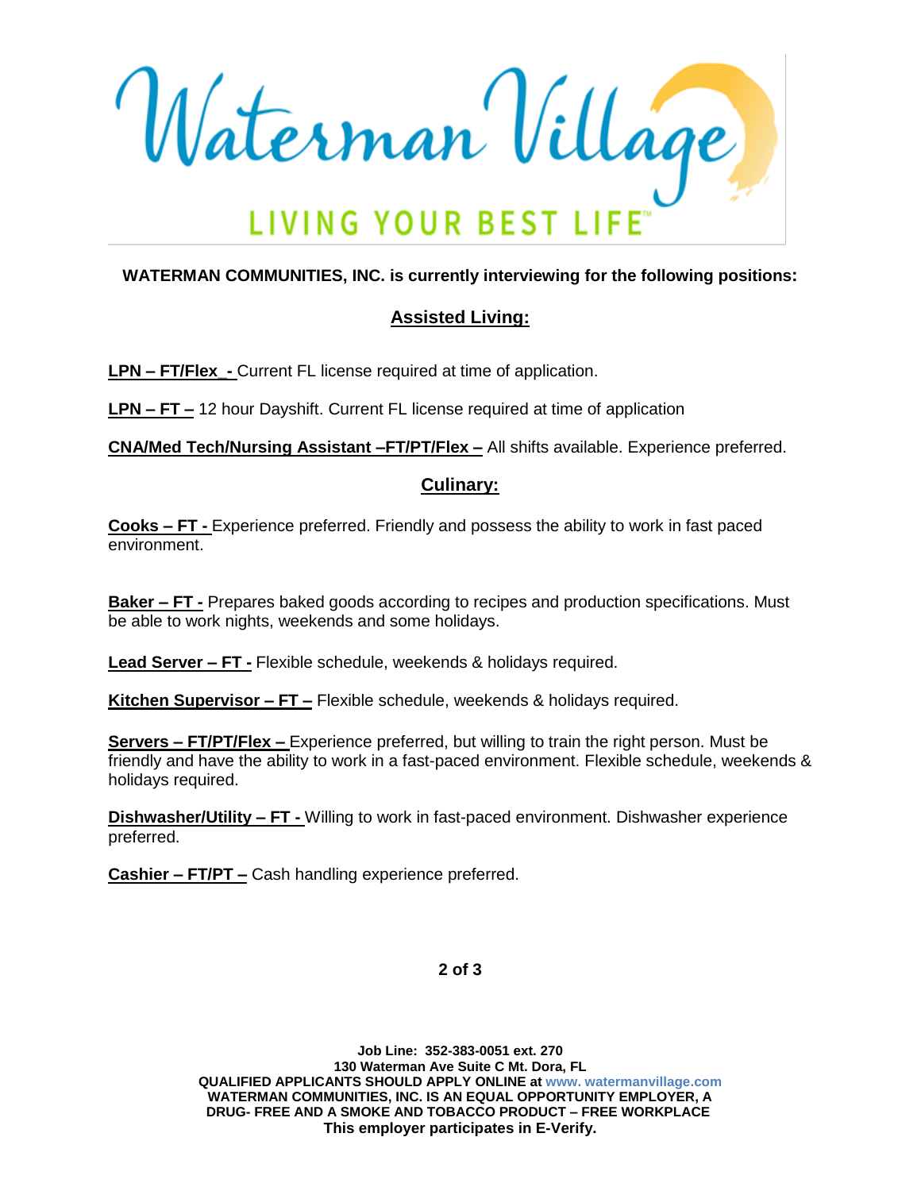**WATERMAN COMMUNITIES, INC. is currently interviewing for the following positions:**

## Assisted Living:

**LPN – FT/Flex_-** Current FL license required at time of application.

**LPN – FT –** 12 hour Dayshift. Current FL license required at time of application

**CNA/Med Tech/Nursing Assistant –FT/PT/Flex –** All shifts available. Experience preferred.

## Culinary:

**Cooks – FT -** Experience preferred. Friendly and possess the ability to work in fast paced environment.

**Baker – FT -** Prepares baked goods according to recipes and production specifications. Must be able to work nights, weekends and some holidays.

**Lead Server – FT -** Flexible schedule, weekends & holidays required.

**Kitchen Supervisor – FT –** Flexible schedule, weekends & holidays required.

**Servers – FT/PT/Flex –** Experience preferred, but willing to train the right person. Must be friendly and have the ability to work in a fast-paced environment. Flexible schedule, weekends & holidays required.

**Dishwasher/Utility – FT -** Willing to work in fast-paced environment. Dishwasher experience preferred.

**Cashier – FT/PT –** Cash handling experience preferred.

**Job Line: 352-383-0051 ext. 270**
**130 Waterman Ave Suite C Mt. Dora, FL**
**QUALIFIED APPLICANTS SHOULD APPLY ONLINE at www. watermanvillage.com**
**WATERMAN COMMUNITIES, INC. IS AN EQUAL OPPORTUNITY EMPLOYER, A DRUG- FREE AND A SMOKE AND TOBACCO PRODUCT – FREE WORKPLACE**
**This employer participates in E-Verify.**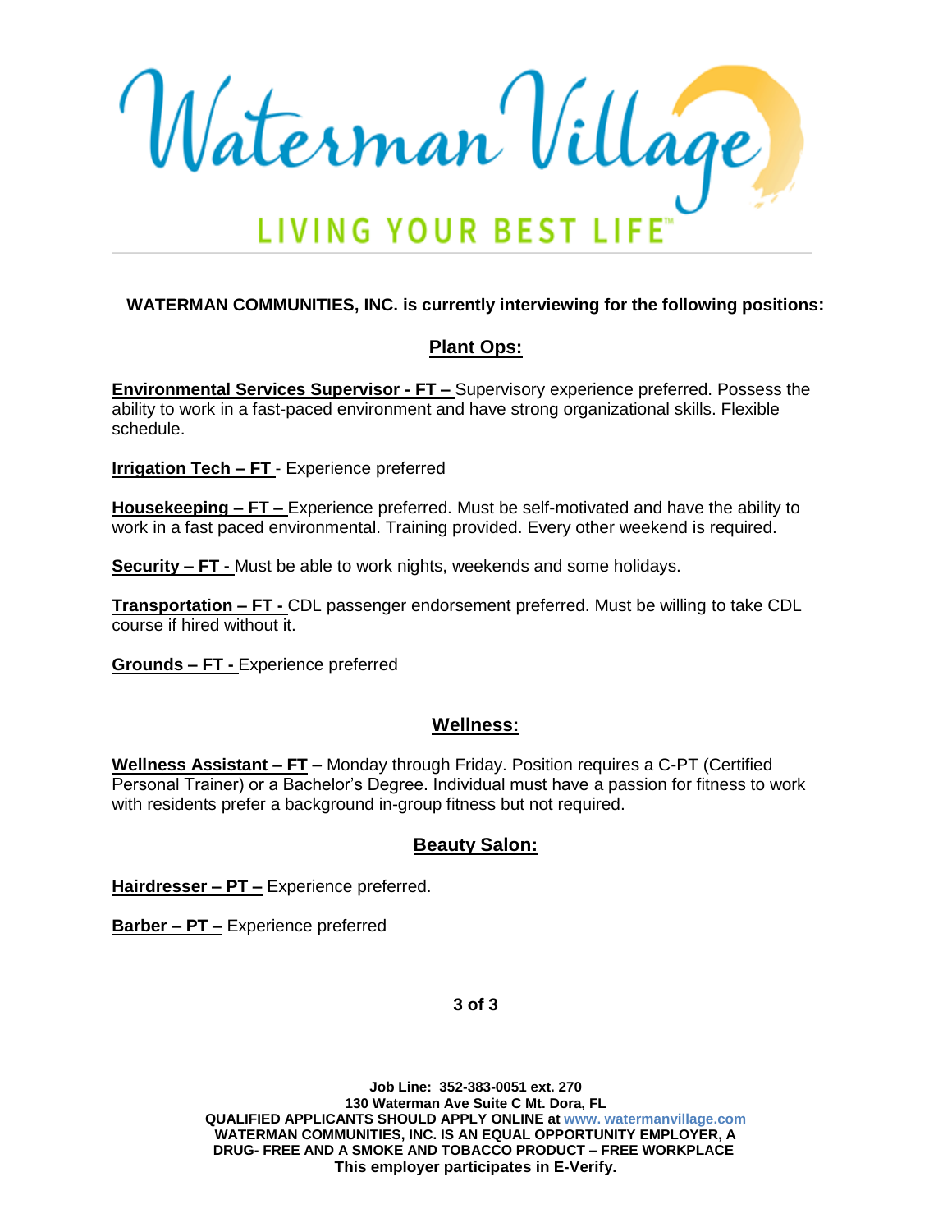Waterman Village

LIVING YOUR BEST LIFE™

**WATERMAN COMMUNITIES, INC. is currently interviewing for the following positions:**

## Plant Ops:

**Environmental Services Supervisor - FT –** Supervisory experience preferred. Possess the ability to work in a fast-paced environment and have strong organizational skills. Flexible schedule.

**Irrigation Tech – FT** - Experience preferred

**Housekeeping – FT –** Experience preferred. Must be self-motivated and have the ability to work in a fast paced environmental. Training provided. Every other weekend is required.

**Security – FT -** Must be able to work nights, weekends and some holidays.

**Transportation – FT -** CDL passenger endorsement preferred. Must be willing to take CDL course if hired without it.

**Grounds – FT -** Experience preferred

## Wellness:

**Wellness Assistant – FT** – Monday through Friday. Position requires a C-PT (Certified Personal Trainer) or a Bachelor's Degree. Individual must have a passion for fitness to work with residents prefer a background in-group fitness but not required.

## Beauty Salon:

**Hairdresser – PT –** Experience preferred.

**Barber – PT –** Experience preferred

**Job Line: 352-383-0051 ext. 270**
**130 Waterman Ave Suite C Mt. Dora, FL**
**QUALIFIED APPLICANTS SHOULD APPLY ONLINE at www. watermanvillage.com**
**WATERMAN COMMUNITIES, INC. IS AN EQUAL OPPORTUNITY EMPLOYER, A DRUG- FREE AND A SMOKE AND TOBACCO PRODUCT – FREE WORKPLACE**
**This employer participates in E-Verify.**